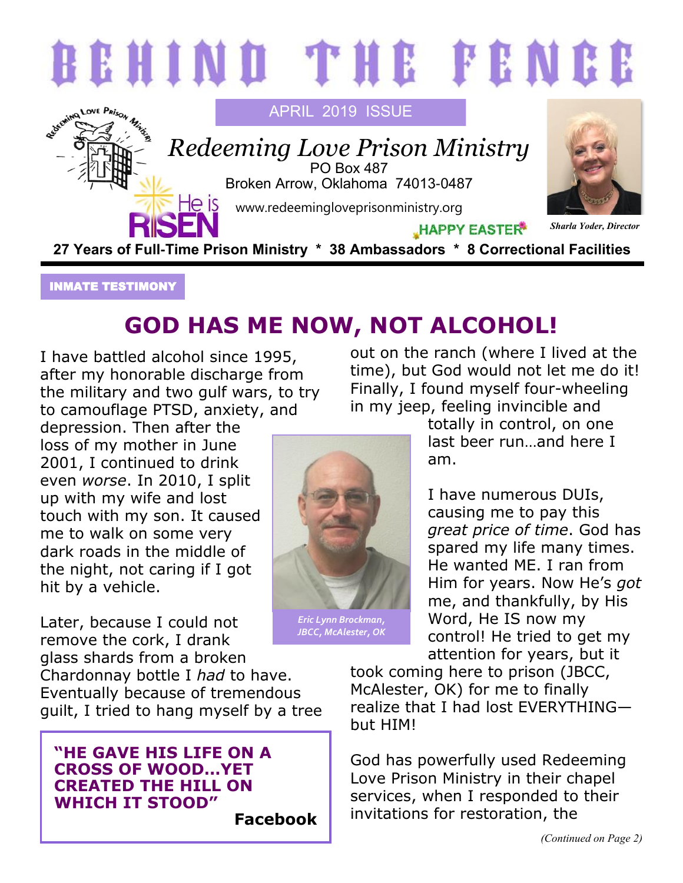# BEHIND THE FENCE

APRIL 2019 ISSUE

## *Redeeming Love Prison Ministry*

PO Box 487
Broken Arrow, Oklahoma 74013-0487

www.redeemingloveprisonministry.org

He is RISEN

HAPPY EASTER

*Sharla Yoder, Director*

**27 Years of Full-Time Prison Ministry * 38 Ambassadors * 8 Correctional Facilities**

---

**INMATE TESTIMONY**

## GOD HAS ME NOW, NOT ALCOHOL!

I have battled alcohol since 1995, after my honorable discharge from the military and two gulf wars, to try to camouflage PTSD, anxiety, and depression. Then after the loss of my mother in June 2001, I continued to drink even *worse*. In 2010, I split up with my wife and lost touch with my son. It caused me to walk on some very dark roads in the middle of the night, not caring if I got hit by a vehicle.

*Eric Lynn Brockman, JBCC, McAlester, OK*

Later, because I could not remove the cork, I drank glass shards from a broken Chardonnay bottle I *had* to have. Eventually because of tremendous guilt, I tried to hang myself by a tree out on the ranch (where I lived at the time), but God would not let me do it! Finally, I found myself four-wheeling in my jeep, feeling invincible and totally in control, on one last beer run…and here I am.

I have numerous DUIs, causing me to pay this *great price of time*. God has spared my life many times. He wanted ME. I ran from Him for years. Now He's *got* me, and thankfully, by His Word, He IS now my control! He tried to get my attention for years, but it took coming here to prison (JBCC, McAlester, OK) for me to finally realize that I had lost EVERYTHING—but HIM!

God has powerfully used Redeeming Love Prison Ministry in their chapel services, when I responded to their invitations for restoration, the

*(Continued on Page 2)*

> **"HE GAVE HIS LIFE ON A CROSS OF WOOD…YET CREATED THE HILL ON WHICH IT STOOD"**
>
> **Facebook**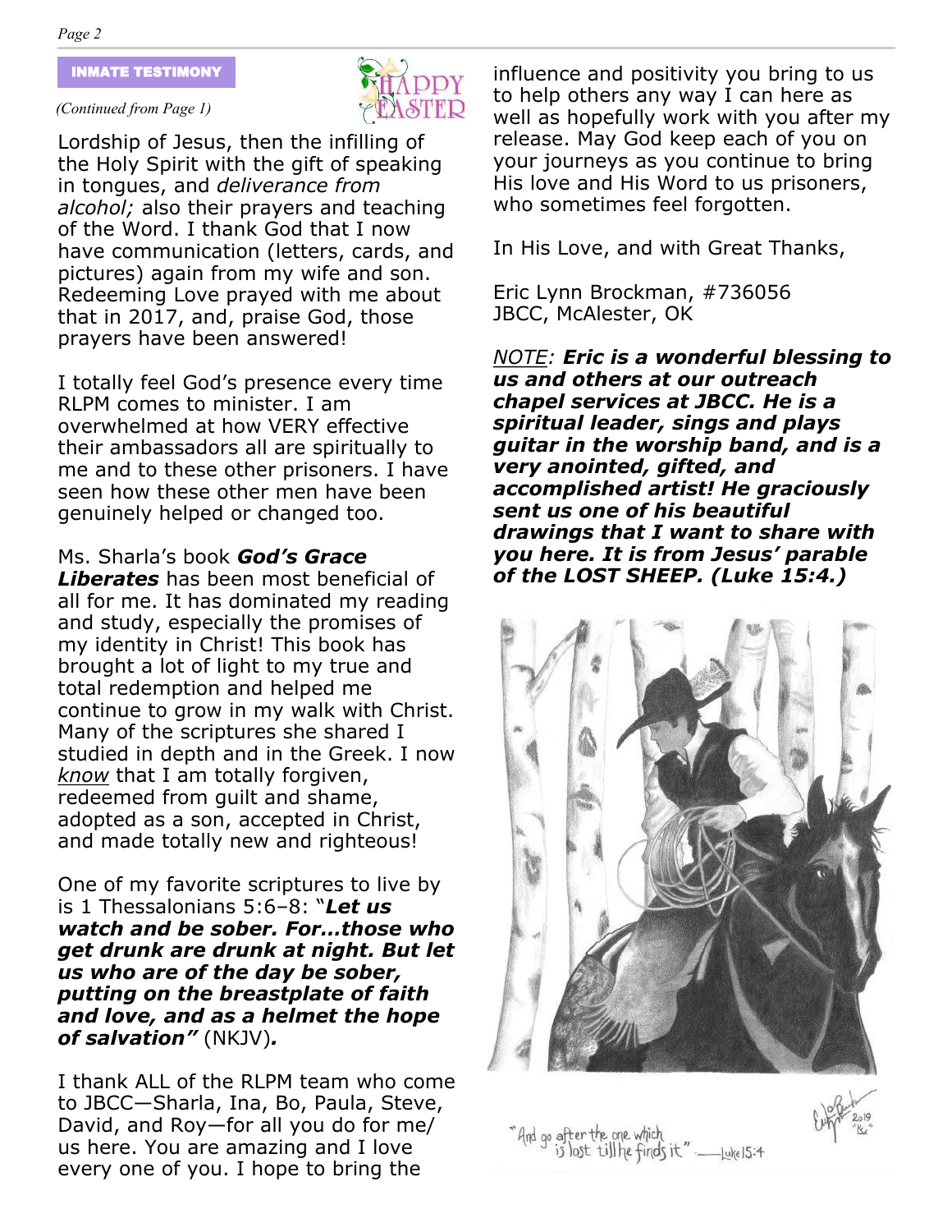## INMATE TESTIMONY

*(Continued from Page 1)*

Lordship of Jesus, then the infilling of the Holy Spirit with the gift of speaking in tongues, and *deliverance from alcohol;* also their prayers and teaching of the Word. I thank God that I now have communication (letters, cards, and pictures) again from my wife and son. Redeeming Love prayed with me about that in 2017, and, praise God, those prayers have been answered!

I totally feel God's presence every time RLPM comes to minister. I am overwhelmed at how VERY effective their ambassadors all are spiritually to me and to these other prisoners. I have seen how these other men have been genuinely helped or changed too.

Ms. Sharla's book ***God's Grace Liberates*** has been most beneficial of all for me. It has dominated my reading and study, especially the promises of my identity in Christ! This book has brought a lot of light to my true and total redemption and helped me continue to grow in my walk with Christ. Many of the scriptures she shared I studied in depth and in the Greek. I now <u>know</u> that I am totally forgiven, redeemed from guilt and shame, adopted as a son, accepted in Christ, and made totally new and righteous!

One of my favorite scriptures to live by is 1 Thessalonians 5:6–8: "***Let us watch and be sober. For…those who get drunk are drunk at night. But let us who are of the day be sober, putting on the breastplate of faith and love, and as a helmet the hope of salvation"*** (NKJV)***.***

I thank ALL of the RLPM team who come to JBCC—Sharla, Ina, Bo, Paula, Steve, David, and Roy—for all you do for me/us here. You are amazing and I love every one of you. I hope to bring the influence and positivity you bring to us to help others any way I can here as well as hopefully work with you after my release. May God keep each of you on your journeys as you continue to bring His love and His Word to us prisoners, who sometimes feel forgotten.

In His Love, and with Great Thanks,

Eric Lynn Brockman, #736056
JBCC, McAlester, OK

*<u>NOTE</u>:* ***Eric is a wonderful blessing to us and others at our outreach chapel services at JBCC. He is a spiritual leader, sings and plays guitar in the worship band, and is a very anointed, gifted, and accomplished artist! He graciously sent us one of his beautiful drawings that I want to share with you here. It is from Jesus' parable of the LOST SHEEP. (Luke 15:4.)***

"And go after the one which is lost till he finds it" —Luke 15:4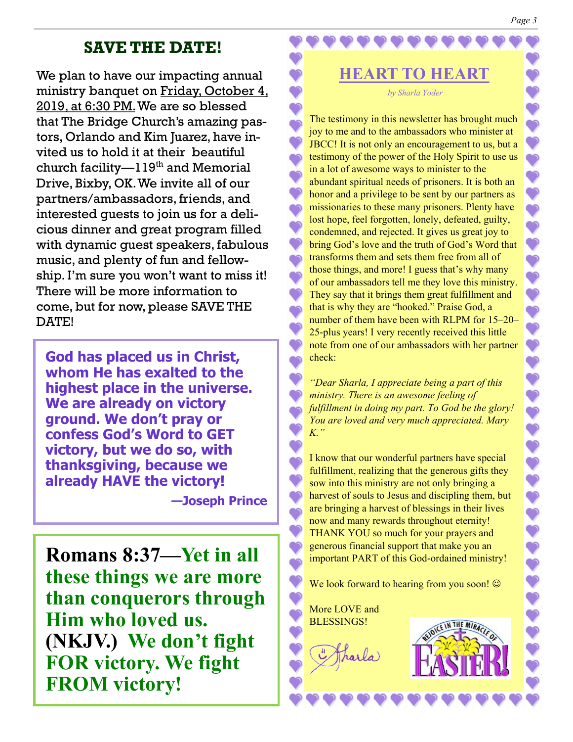## SAVE THE DATE!

We plan to have our impacting annual ministry banquet on Friday, October 4, 2019, at 6:30 PM. We are so blessed that The Bridge Church's amazing pastors, Orlando and Kim Juarez, have invited us to hold it at their beautiful church facility—119th and Memorial Drive, Bixby, OK. We invite all of our partners/ambassadors, friends, and interested guests to join us for a delicious dinner and great program filled with dynamic guest speakers, fabulous music, and plenty of fun and fellowship. I'm sure you won't want to miss it! There will be more information to come, but for now, please SAVE THE DATE!

**God has placed us in Christ, whom He has exalted to the highest place in the universe. We are already on victory ground. We don't pray or confess God's Word to GET victory, but we do so, with thanksgiving, because we already HAVE the victory!**

**—Joseph Prince**

**Romans 8:37—Yet in all these things we are more than conquerors through Him who loved us. (NKJV.) We don't fight FOR victory. We fight FROM victory!**

## HEART TO HEART

*by Sharla Yoder*

The testimony in this newsletter has brought much joy to me and to the ambassadors who minister at JBCC! It is not only an encouragement to us, but a testimony of the power of the Holy Spirit to use us in a lot of awesome ways to minister to the abundant spiritual needs of prisoners. It is both an honor and a privilege to be sent by our partners as missionaries to these many prisoners. Plenty have lost hope, feel forgotten, lonely, defeated, guilty, condemned, and rejected. It gives us great joy to bring God's love and the truth of God's Word that transforms them and sets them free from all of those things, and more! I guess that's why many of our ambassadors tell me they love this ministry. They say that it brings them great fulfillment and that is why they are "hooked." Praise God, a number of them have been with RLPM for 15–20–25-plus years! I very recently received this little note from one of our ambassadors with her partner check:

*"Dear Sharla, I appreciate being a part of this ministry. There is an awesome feeling of fulfillment in doing my part. To God be the glory! You are loved and very much appreciated. Mary K."*

I know that our wonderful partners have special fulfillment, realizing that the generous gifts they sow into this ministry are not only bringing a harvest of souls to Jesus and discipling them, but are bringing a harvest of blessings in their lives now and many rewards throughout eternity! THANK YOU so much for your prayers and generous financial support that make you an important PART of this God-ordained ministry!

We look forward to hearing from you soon! ☺

More LOVE and BLESSINGS!

Sharla

REJOICE IN THE MIRACLE OF EASTER!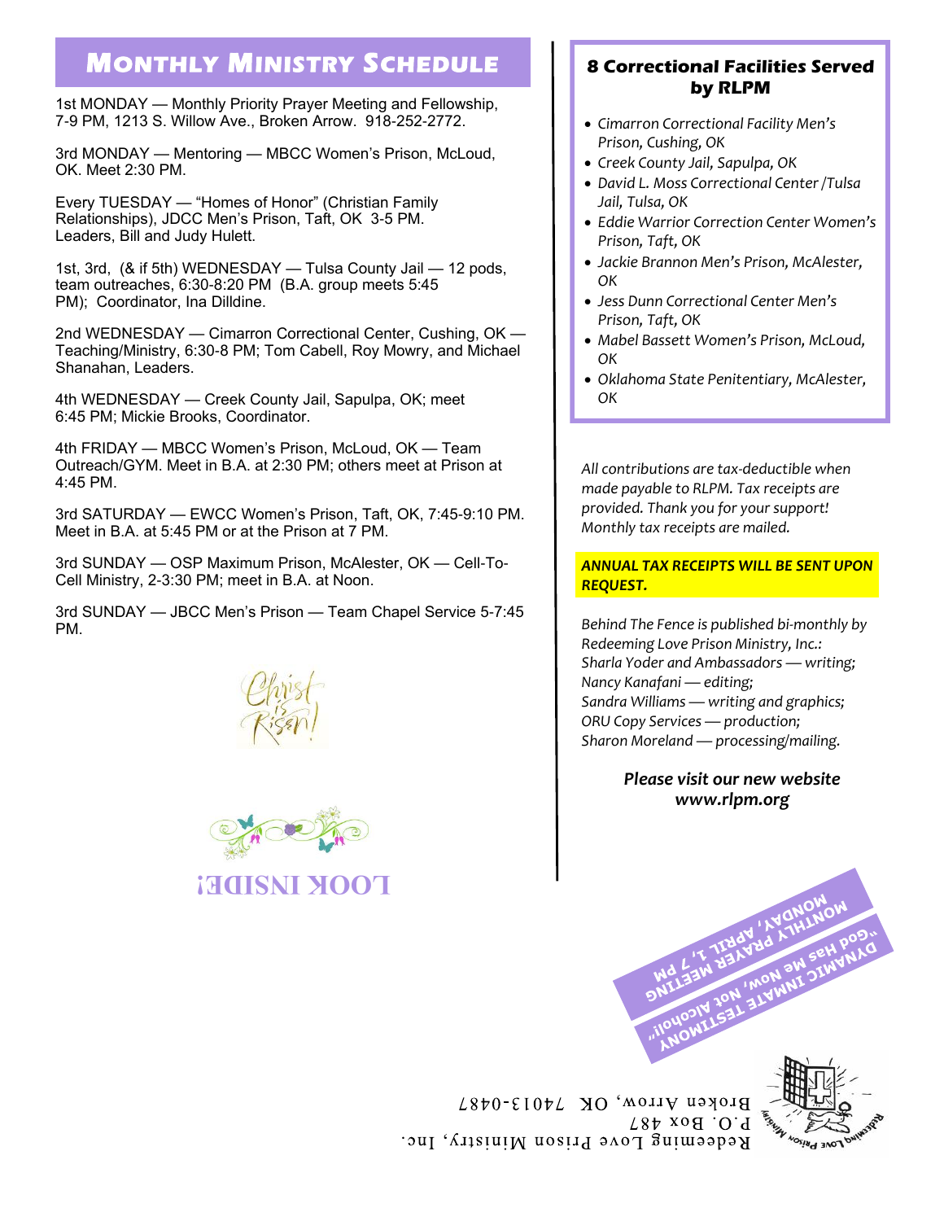## Monthly Ministry Schedule

1st MONDAY — Monthly Priority Prayer Meeting and Fellowship, 7-9 PM, 1213 S. Willow Ave., Broken Arrow. 918-252-2772.

3rd MONDAY — Mentoring — MBCC Women's Prison, McLoud, OK. Meet 2:30 PM.

Every TUESDAY — "Homes of Honor" (Christian Family Relationships), JDCC Men's Prison, Taft, OK 3-5 PM. Leaders, Bill and Judy Hulett.

1st, 3rd, (& if 5th) WEDNESDAY — Tulsa County Jail — 12 pods, team outreaches, 6:30-8:20 PM (B.A. group meets 5:45 PM); Coordinator, Ina Dilldine.

2nd WEDNESDAY — Cimarron Correctional Center, Cushing, OK — Teaching/Ministry, 6:30-8 PM; Tom Cabell, Roy Mowry, and Michael Shanahan, Leaders.

4th WEDNESDAY — Creek County Jail, Sapulpa, OK; meet 6:45 PM; Mickie Brooks, Coordinator.

4th FRIDAY — MBCC Women's Prison, McLoud, OK — Team Outreach/GYM. Meet in B.A. at 2:30 PM; others meet at Prison at 4:45 PM.

3rd SATURDAY — EWCC Women's Prison, Taft, OK, 7:45-9:10 PM. Meet in B.A. at 5:45 PM or at the Prison at 7 PM.

3rd SUNDAY — OSP Maximum Prison, McAlester, OK — Cell-To-Cell Ministry, 2-3:30 PM; meet in B.A. at Noon.

3rd SUNDAY — JBCC Men's Prison — Team Chapel Service 5-7:45 PM.

Christ is Risen!

LOOK INSIDE!

### 8 Correctional Facilities Served by RLPM

- *Cimarron Correctional Facility Men's Prison, Cushing, OK*
- *Creek County Jail, Sapulpa, OK*
- *David L. Moss Correctional Center /Tulsa Jail, Tulsa, OK*
- *Eddie Warrior Correction Center Women's Prison, Taft, OK*
- *Jackie Brannon Men's Prison, McAlester, OK*
- *Jess Dunn Correctional Center Men's Prison, Taft, OK*
- *Mabel Bassett Women's Prison, McLoud, OK*
- *Oklahoma State Penitentiary, McAlester, OK*

*All contributions are tax-deductible when made payable to RLPM. Tax receipts are provided. Thank you for your support! Monthly tax receipts are mailed.*

***ANNUAL TAX RECEIPTS WILL BE SENT UPON REQUEST.***

*Behind The Fence is published bi-monthly by Redeeming Love Prison Ministry, Inc.:*
*Sharla Yoder and Ambassadors — writing;*
*Nancy Kanafani — editing;*
*Sandra Williams — writing and graphics;*
*ORU Copy Services — production;*
*Sharon Moreland — processing/mailing.*

***Please visit our new website www.rlpm.org***

MONTHLY PRAYER MEETING MONDAY, APRIL 1, 7 PM

DYNAMIC INMATE TESTIMONY "God Has Me Now, Not Alcohol!"

Redeeming Love Prison Ministry, Inc.
P.O. Box 487
Broken Arrow, OK 74013-0487